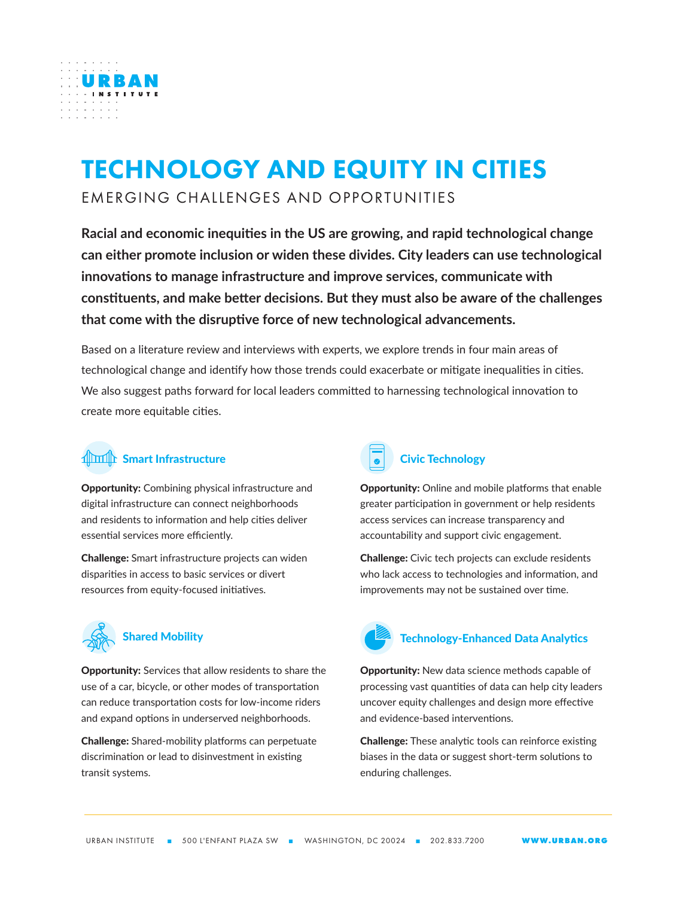URBAN INSTITUTE

# TECHNOLOGY AND EQUITY IN CITIES

## EMERGING CHALLENGES AND OPPORTUNITIES

**Racial and economic inequities in the US are growing, and rapid technological change can either promote inclusion or widen these divides. City leaders can use technological innovations to manage infrastructure and improve services, communicate with constituents, and make better decisions. But they must also be aware of the challenges that come with the disruptive force of new technological advancements.**

Based on a literature review and interviews with experts, we explore trends in four main areas of technological change and identify how those trends could exacerbate or mitigate inequalities in cities. We also suggest paths forward for local leaders committed to harnessing technological innovation to create more equitable cities.

### Smart Infrastructure

**Opportunity:** Combining physical infrastructure and digital infrastructure can connect neighborhoods and residents to information and help cities deliver essential services more efficiently.

**Challenge:** Smart infrastructure projects can widen disparities in access to basic services or divert resources from equity-focused initiatives.

### Shared Mobility

**Opportunity:** Services that allow residents to share the use of a car, bicycle, or other modes of transportation can reduce transportation costs for low-income riders and expand options in underserved neighborhoods.

**Challenge:** Shared-mobility platforms can perpetuate discrimination or lead to disinvestment in existing transit systems.

### Civic Technology

**Opportunity:** Online and mobile platforms that enable greater participation in government or help residents access services can increase transparency and accountability and support civic engagement.

**Challenge:** Civic tech projects can exclude residents who lack access to technologies and information, and improvements may not be sustained over time.

### Technology-Enhanced Data Analytics

**Opportunity:** New data science methods capable of processing vast quantities of data can help city leaders uncover equity challenges and design more effective and evidence-based interventions.

**Challenge:** These analytic tools can reinforce existing biases in the data or suggest short-term solutions to enduring challenges.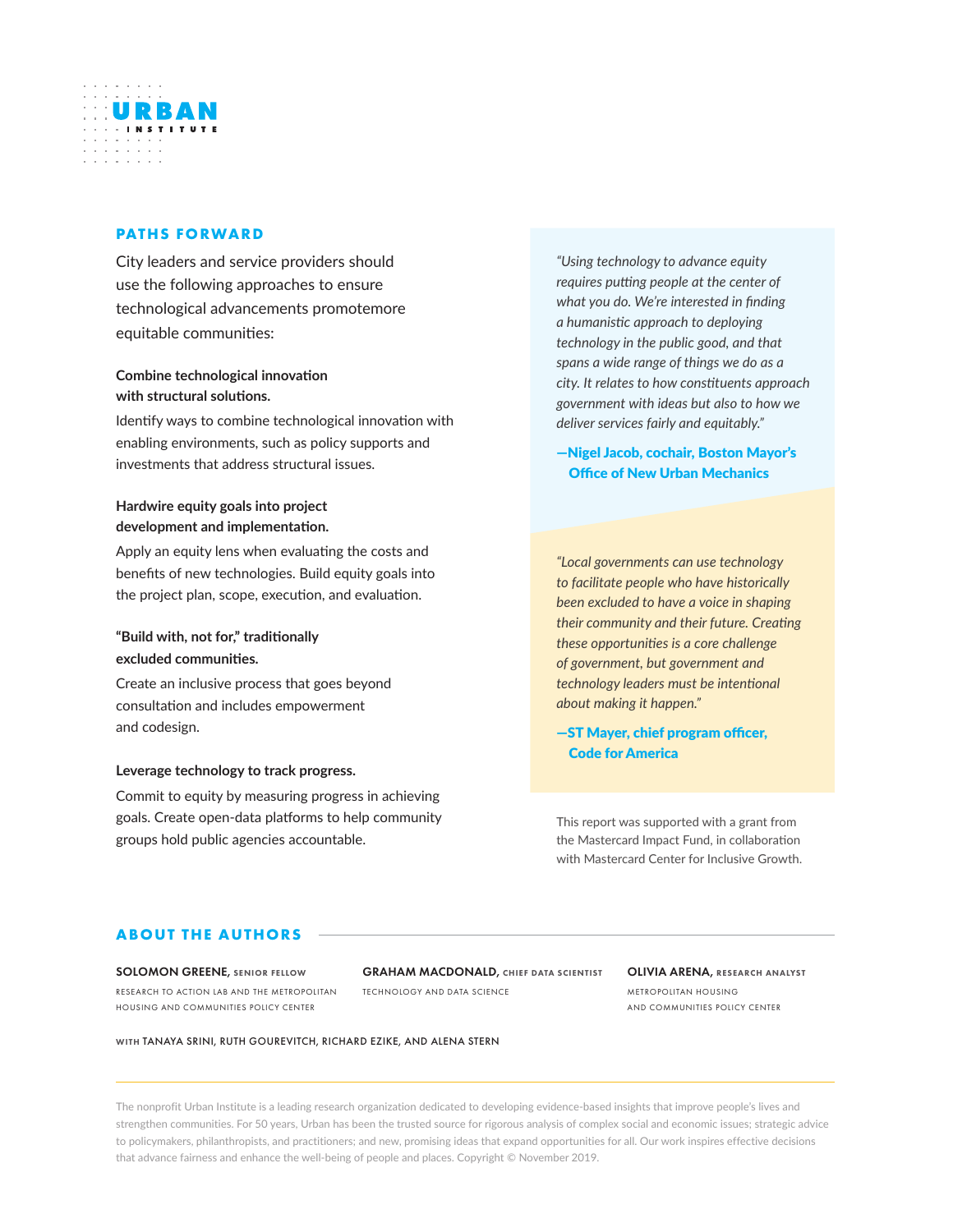## PATHS FORWARD

City leaders and service providers should use the following approaches to ensure technological advancements promotemore equitable communities:

**Combine technological innovation with structural solutions.**

Identify ways to combine technological innovation with enabling environments, such as policy supports and investments that address structural issues.

**Hardwire equity goals into project development and implementation.**

Apply an equity lens when evaluating the costs and benefits of new technologies. Build equity goals into the project plan, scope, execution, and evaluation.

**"Build with, not for," traditionally excluded communities.**

Create an inclusive process that goes beyond consultation and includes empowerment and codesign.

**Leverage technology to track progress.**

Commit to equity by measuring progress in achieving goals. Create open-data platforms to help community groups hold public agencies accountable.

*"Using technology to advance equity requires putting people at the center of what you do. We're interested in finding a humanistic approach to deploying technology in the public good, and that spans a wide range of things we do as a city. It relates to how constituents approach government with ideas but also to how we deliver services fairly and equitably."*

**—Nigel Jacob, cochair, Boston Mayor's Office of New Urban Mechanics**

*"Local governments can use technology to facilitate people who have historically been excluded to have a voice in shaping their community and their future. Creating these opportunities is a core challenge of government, but government and technology leaders must be intentional about making it happen."*

**—ST Mayer, chief program officer, Code for America**

This report was supported with a grant from the Mastercard Impact Fund, in collaboration with Mastercard Center for Inclusive Growth.

## ABOUT THE AUTHORS

**SOLOMON GREENE,** SENIOR FELLOW
RESEARCH TO ACTION LAB AND THE METROPOLITAN HOUSING AND COMMUNITIES POLICY CENTER

**GRAHAM MACDONALD,** CHIEF DATA SCIENTIST
TECHNOLOGY AND DATA SCIENCE

**OLIVIA ARENA,** RESEARCH ANALYST
METROPOLITAN HOUSING AND COMMUNITIES POLICY CENTER

WITH TANAYA SRINI, RUTH GOUREVITCH, RICHARD EZIKE, AND ALENA STERN

The nonprofit Urban Institute is a leading research organization dedicated to developing evidence-based insights that improve people's lives and strengthen communities. For 50 years, Urban has been the trusted source for rigorous analysis of complex social and economic issues; strategic advice to policymakers, philanthropists, and practitioners; and new, promising ideas that expand opportunities for all. Our work inspires effective decisions that advance fairness and enhance the well-being of people and places. Copyright © November 2019.